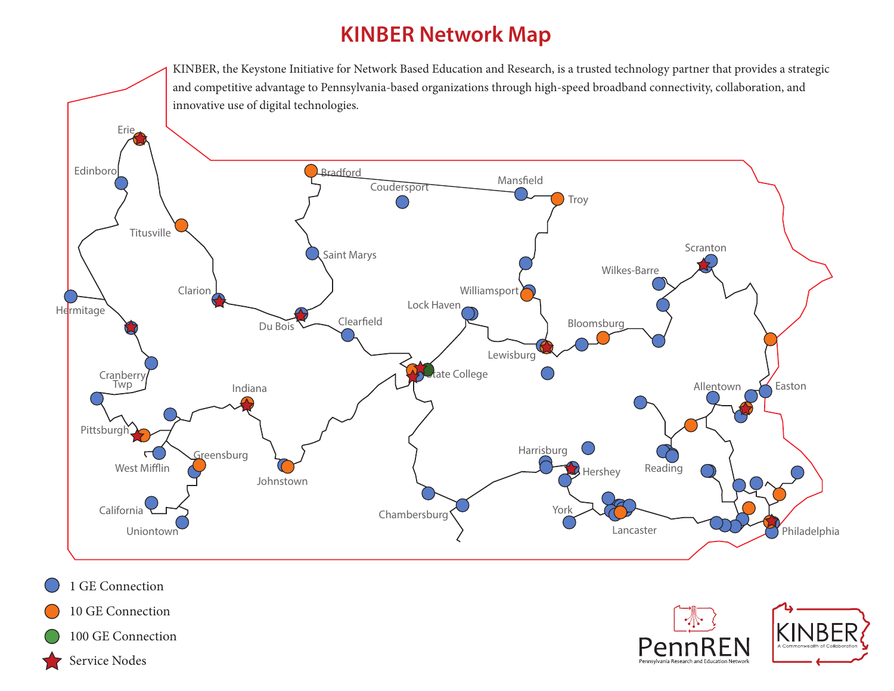# KINBER Network Map

KINBER, the Keystone Initiative for Network Based Education and Research, is a trusted technology partner that provides a strategic and competitive advantage to Pennsylvania-based organizations through high-speed broadband connectivity, collaboration, and innovative use of digital technologies.

Erie
Edinboro
Titusville
Bradford
Coudersport
Mansfield
Troy
Saint Marys
Scranton
Wilkes-Barre
Clarion
Hermitage
Du Bois
Clearfield
Lock Haven
Williamsport
Bloomsburg
Lewisburg
State College
Cranberry Twp
Indiana
Pittsburgh
West Mifflin
Greensburg
Johnstown
California
Uniontown
Allentown
Easton
Harrisburg
Hershey
Reading
Chambersburg
York
Lancaster
Philadelphia

- 1 GE Connection
- 10 GE Connection
- 100 GE Connection
- Service Nodes

PennREN
Pennsylvania Research and Education Network

KINBER
A Commonwealth of Collaboration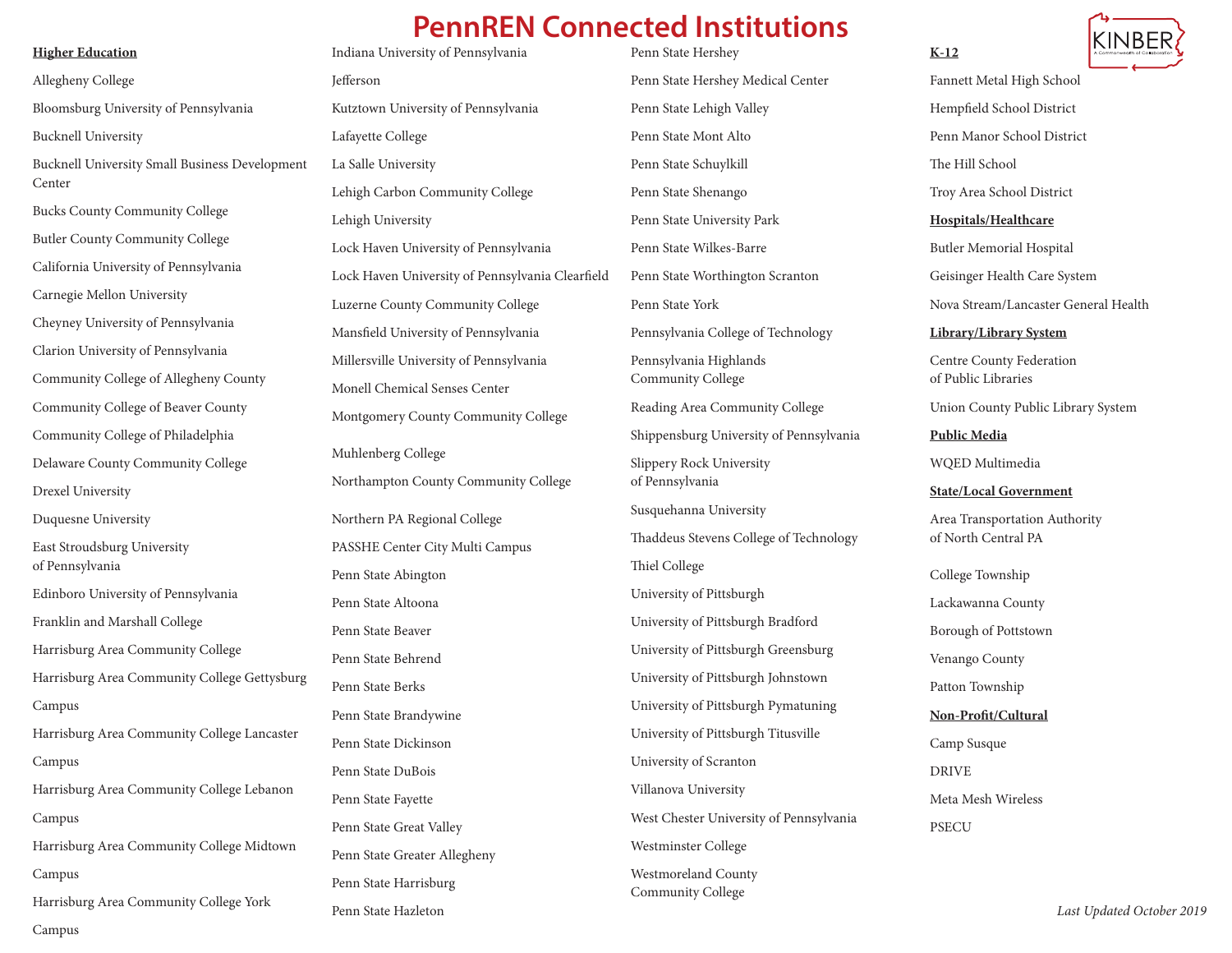# PennREN Connected Institutions

KINBER
A Commonwealth of Collaboration

**Higher Education**

Allegheny College

Bloomsburg University of Pennsylvania

Bucknell University

Bucknell University Small Business Development Center

Bucks County Community College

Butler County Community College

California University of Pennsylvania

Carnegie Mellon University

Cheyney University of Pennsylvania

Clarion University of Pennsylvania

Community College of Allegheny County

Community College of Beaver County

Community College of Philadelphia

Delaware County Community College

Drexel University

Duquesne University

East Stroudsburg University of Pennsylvania

Edinboro University of Pennsylvania

Franklin and Marshall College

Harrisburg Area Community College

Harrisburg Area Community College Gettysburg Campus

Harrisburg Area Community College Lancaster Campus

Harrisburg Area Community College Lebanon Campus

Harrisburg Area Community College Midtown Campus

Harrisburg Area Community College York Campus

Indiana University of Pennsylvania

Jefferson

Kutztown University of Pennsylvania

Lafayette College

La Salle University

Lehigh Carbon Community College

Lehigh University

Lock Haven University of Pennsylvania

Lock Haven University of Pennsylvania Clearfield

Luzerne County Community College

Mansfield University of Pennsylvania

Millersville University of Pennsylvania

Monell Chemical Senses Center

Montgomery County Community College

Muhlenberg College

Northampton County Community College

Northern PA Regional College

PASSHE Center City Multi Campus

Penn State Abington

Penn State Altoona

Penn State Beaver

Penn State Behrend

Penn State Berks

Penn State Brandywine

Penn State Dickinson

Penn State DuBois

Penn State Fayette

Penn State Great Valley

Penn State Greater Allegheny

Penn State Harrisburg

Penn State Hazleton

Penn State Hershey

Penn State Hershey Medical Center

Penn State Lehigh Valley

Penn State Mont Alto

Penn State Schuylkill

Penn State Shenango

Penn State University Park

Penn State Wilkes-Barre

Penn State Worthington Scranton

Penn State York

Pennsylvania College of Technology

Pennsylvania Highlands Community College

Reading Area Community College

Shippensburg University of Pennsylvania

Slippery Rock University of Pennsylvania

Susquehanna University

Thaddeus Stevens College of Technology

Thiel College

University of Pittsburgh

University of Pittsburgh Bradford

University of Pittsburgh Greensburg

University of Pittsburgh Johnstown

University of Pittsburgh Pymatuning

University of Pittsburgh Titusville

University of Scranton

Villanova University

West Chester University of Pennsylvania

Westminster College

Westmoreland County Community College

**K-12**

Fannett Metal High School

Hempfield School District

Penn Manor School District

The Hill School

Troy Area School District

**Hospitals/Healthcare**

Butler Memorial Hospital

Geisinger Health Care System

Nova Stream/Lancaster General Health

**Library/Library System**

Centre County Federation of Public Libraries

Union County Public Library System

**Public Media**

WQED Multimedia

**State/Local Government**

Area Transportation Authority of North Central PA

College Township

Lackawanna County

Borough of Pottstown

Venango County

Patton Township

**Non-Profit/Cultural**

Camp Susque

DRIVE

Meta Mesh Wireless

PSECU

*Last Updated October 2019*